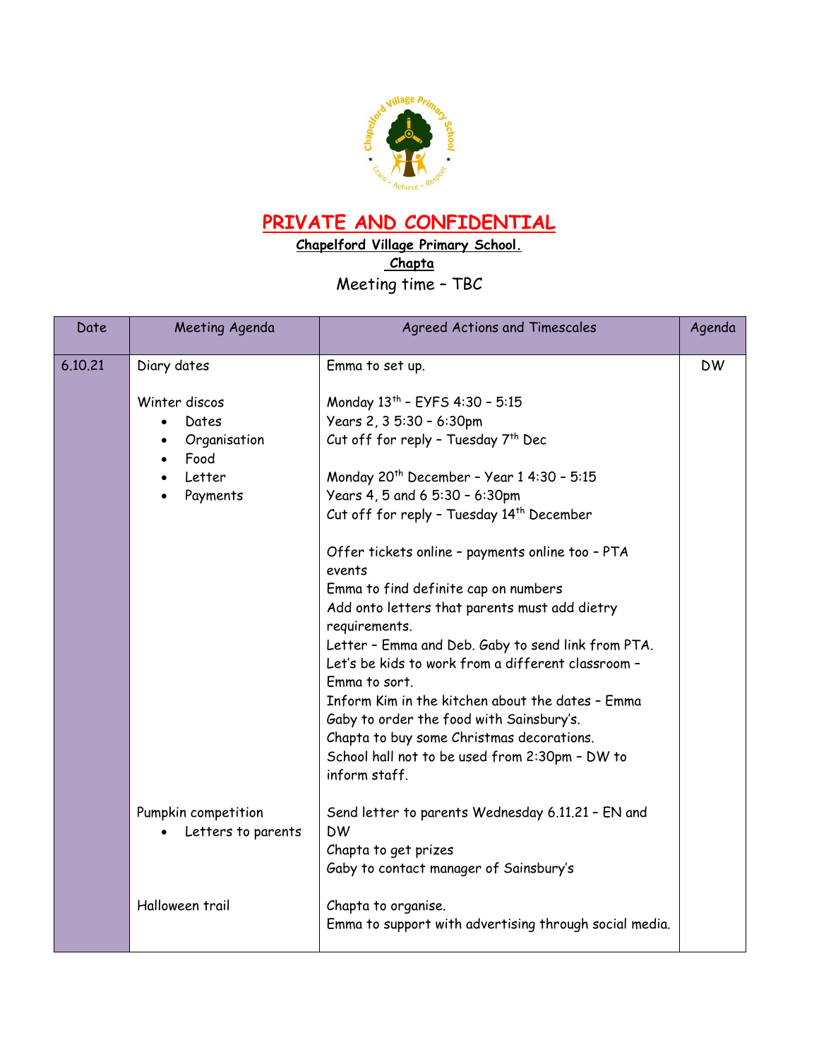# PRIVATE AND CONFIDENTIAL

**Chapelford Village Primary School.**

**Chapta**

Meeting time – TBC

| Date | Meeting Agenda | Agreed Actions and Timescales | Agenda |
|---|---|---|---|
| 6.10.21 | Diary dates | Emma to set up. | DW |
| | Winter discos<br>• Dates<br>• Organisation<br>• Food<br>• Letter<br>• Payments | Monday 13th – EYFS 4:30 – 5:15<br>Years 2, 3 5:30 – 6:30pm<br>Cut off for reply – Tuesday 7th Dec<br><br>Monday 20th December – Year 1 4:30 – 5:15<br>Years 4, 5 and 6 5:30 – 6:30pm<br>Cut off for reply – Tuesday 14th December<br><br>Offer tickets online – payments online too – PTA events<br>Emma to find definite cap on numbers<br>Add onto letters that parents must add dietry requirements.<br>Letter – Emma and Deb. Gaby to send link from PTA.<br>Let's be kids to work from a different classroom – Emma to sort.<br>Inform Kim in the kitchen about the dates – Emma<br>Gaby to order the food with Sainsbury's.<br>Chapta to buy some Christmas decorations.<br>School hall not to be used from 2:30pm – DW to inform staff. | |
| | Pumpkin competition<br>• Letters to parents | Send letter to parents Wednesday 6.11.21 – EN and DW<br>Chapta to get prizes<br>Gaby to contact manager of Sainsbury's | |
| | Halloween trail | Chapta to organise.<br>Emma to support with advertising through social media. | |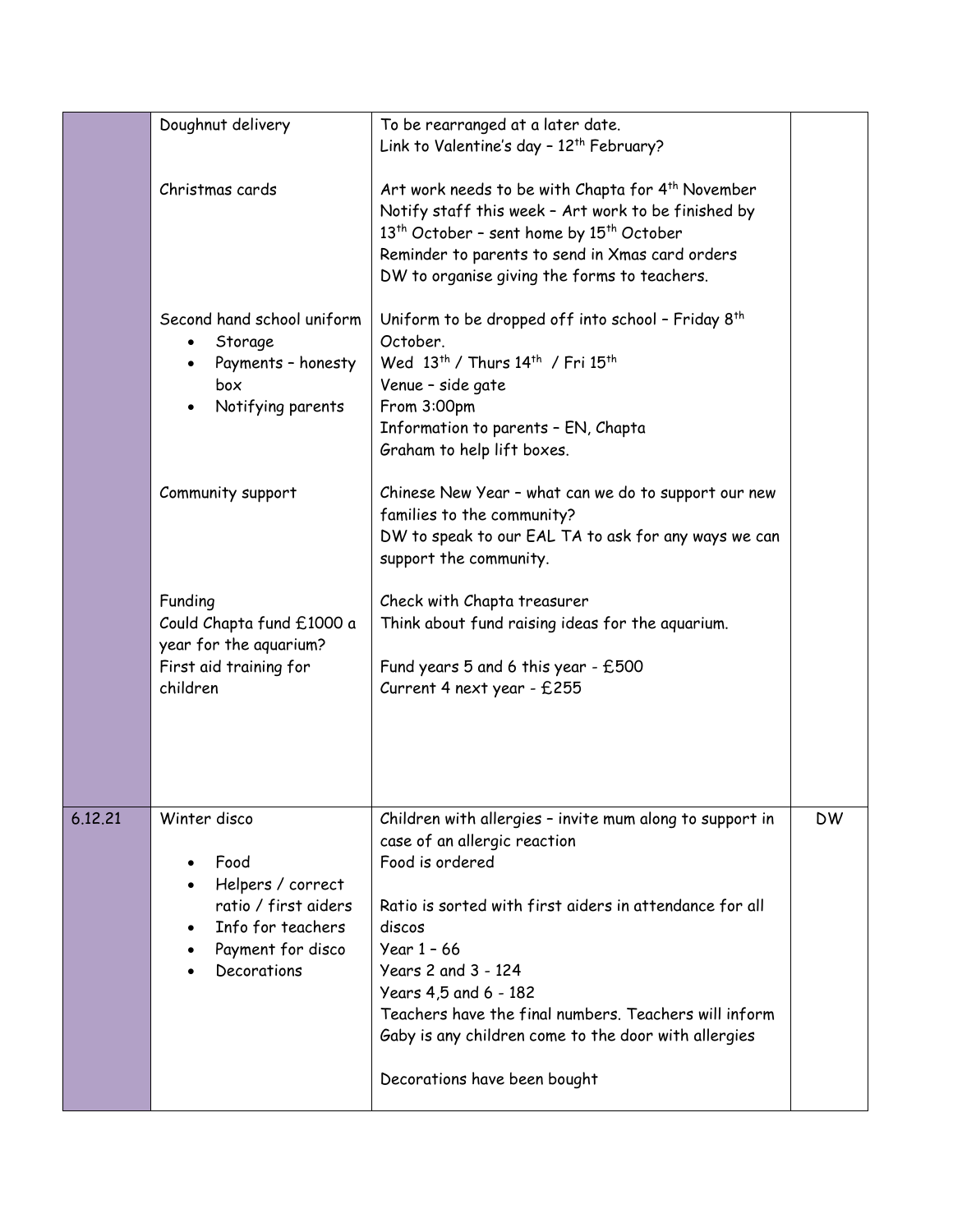| | | | |
|---|---|---|---|
| | Doughnut delivery | To be rearranged at a later date.<br>Link to Valentine's day – 12th February? | |
| | Christmas cards | Art work needs to be with Chapta for 4th November<br>Notify staff this week – Art work to be finished by 13th October – sent home by 15th October<br>Reminder to parents to send in Xmas card orders<br>DW to organise giving the forms to teachers. | |
| | Second hand school uniform<br>• Storage<br>• Payments – honesty box<br>• Notifying parents | Uniform to be dropped off into school – Friday 8th October.<br>Wed 13th / Thurs 14th / Fri 15th<br>Venue – side gate<br>From 3:00pm<br>Information to parents – EN, Chapta<br>Graham to help lift boxes. | |
| | Community support | Chinese New Year – what can we do to support our new families to the community?<br>DW to speak to our EAL TA to ask for any ways we can support the community. | |
| | Funding<br>Could Chapta fund £1000 a year for the aquarium?<br>First aid training for children | Check with Chapta treasurer<br>Think about fund raising ideas for the aquarium.<br><br>Fund years 5 and 6 this year - £500<br>Current 4 next year - £255 | |
| 6.12.21 | Winter disco<br>• Food<br>• Helpers / correct ratio / first aiders<br>• Info for teachers<br>• Payment for disco<br>• Decorations | Children with allergies – invite mum along to support in case of an allergic reaction<br>Food is ordered<br><br>Ratio is sorted with first aiders in attendance for all discos<br>Year 1 – 66<br>Years 2 and 3 - 124<br>Years 4,5 and 6 - 182<br>Teachers have the final numbers. Teachers will inform Gaby is any children come to the door with allergies<br><br>Decorations have been bought | DW |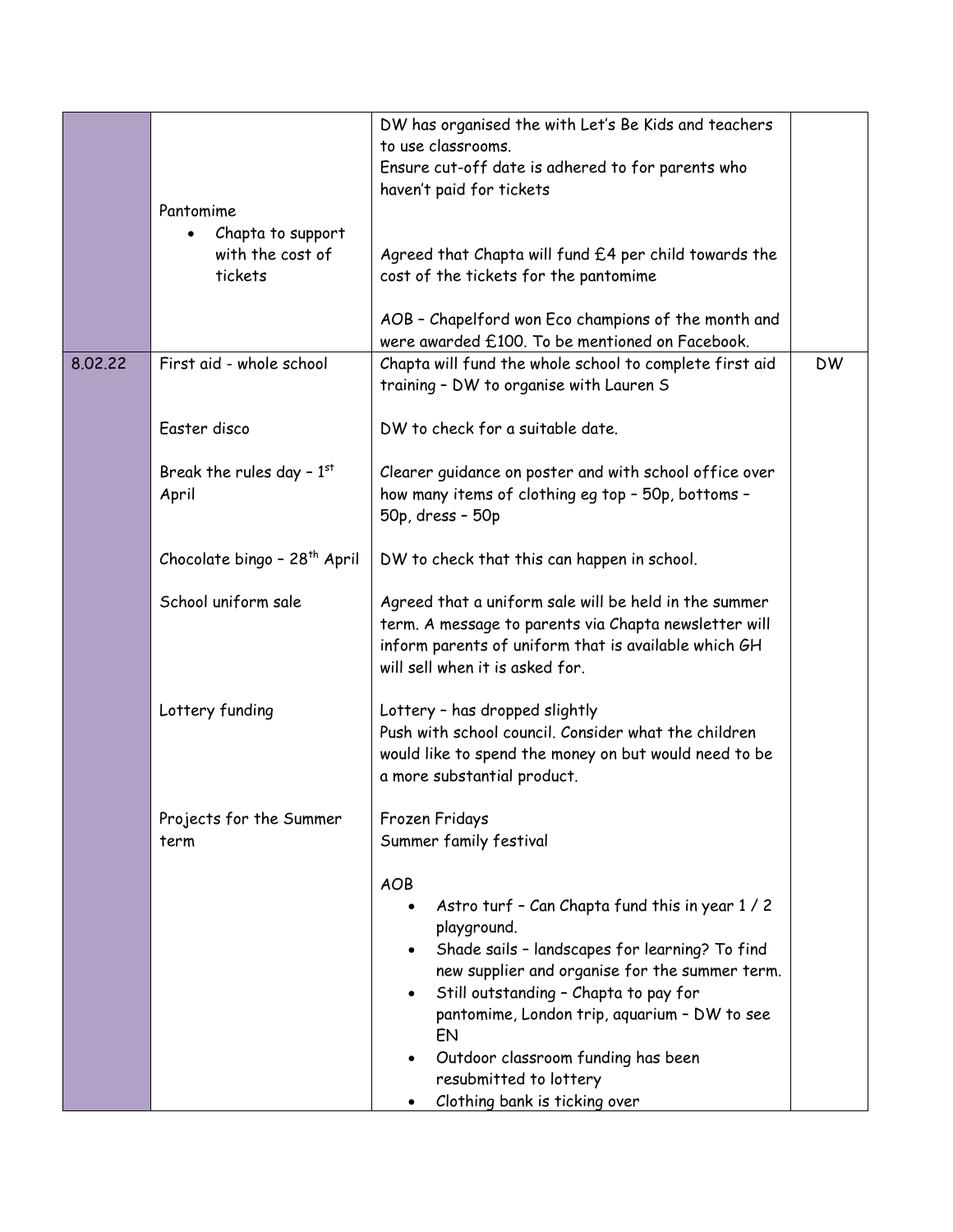|  |  |  |  |
|---|---|---|---|
|  | Pantomime<br>• Chapta to support with the cost of tickets | DW has organised the with Let's Be Kids and teachers to use classrooms.<br>Ensure cut-off date is adhered to for parents who haven't paid for tickets<br><br>Agreed that Chapta will fund £4 per child towards the cost of the tickets for the pantomime<br><br>AOB – Chapelford won Eco champions of the month and were awarded £100. To be mentioned on Facebook. |  |
| 8.02.22 | First aid - whole school<br><br>Easter disco<br><br>Break the rules day – 1st April<br><br>Chocolate bingo – 28th April<br><br>School uniform sale<br><br>Lottery funding<br><br>Projects for the Summer term | Chapta will fund the whole school to complete first aid training – DW to organise with Lauren S<br><br>DW to check for a suitable date.<br><br>Clearer guidance on poster and with school office over how many items of clothing eg top – 50p, bottoms – 50p, dress – 50p<br><br>DW to check that this can happen in school.<br><br>Agreed that a uniform sale will be held in the summer term. A message to parents via Chapta newsletter will inform parents of uniform that is available which GH will sell when it is asked for.<br><br>Lottery – has dropped slightly<br>Push with school council. Consider what the children would like to spend the money on but would need to be a more substantial product.<br><br>Frozen Fridays<br>Summer family festival<br><br>AOB<br>• Astro turf – Can Chapta fund this in year 1 / 2 playground.<br>• Shade sails – landscapes for learning? To find new supplier and organise for the summer term.<br>• Still outstanding – Chapta to pay for pantomime, London trip, aquarium – DW to see EN<br>• Outdoor classroom funding has been resubmitted to lottery<br>• Clothing bank is ticking over | DW |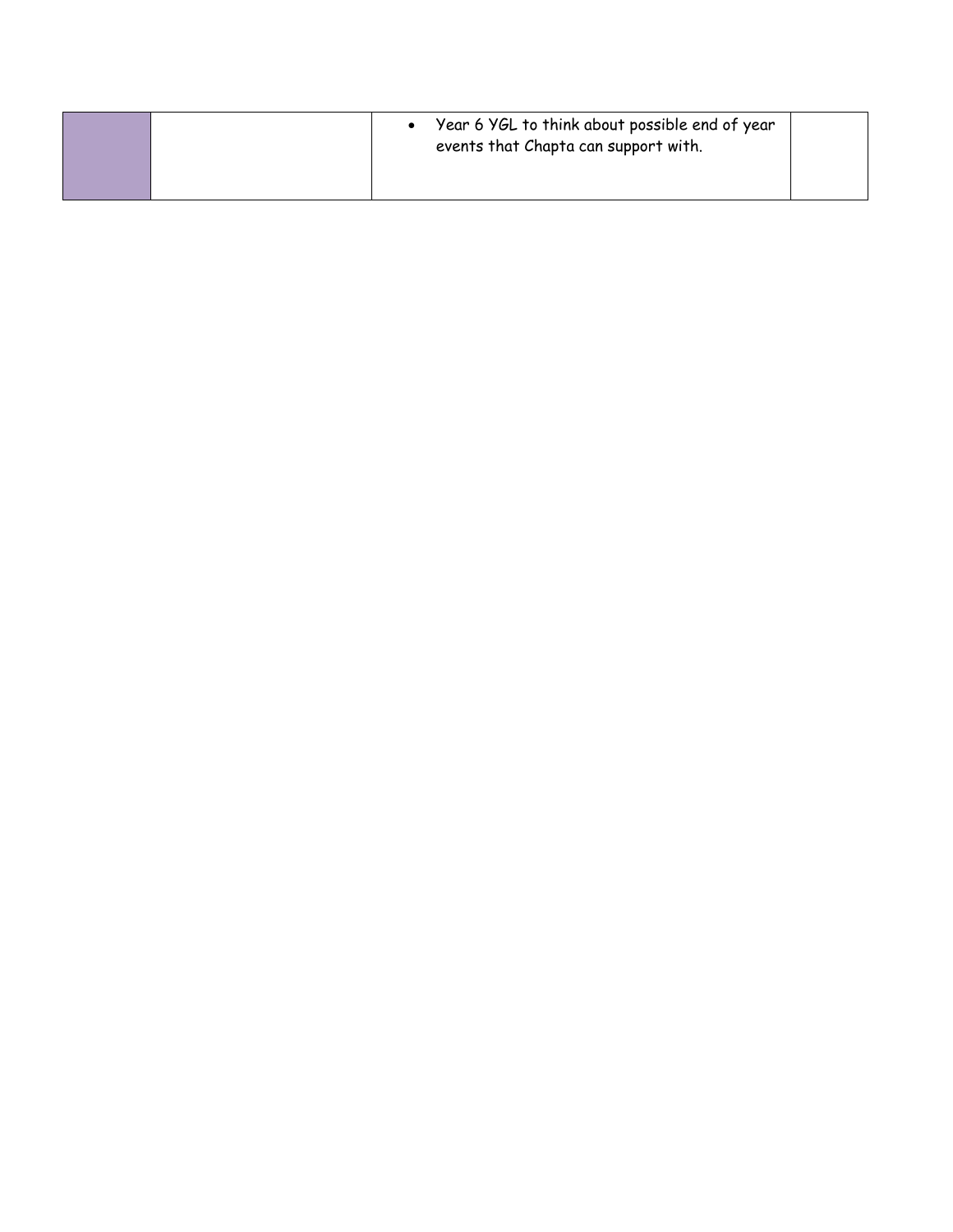| | | | |
|---|---|---|---|
| | | • Year 6 YGL to think about possible end of year events that Chapta can support with. | |